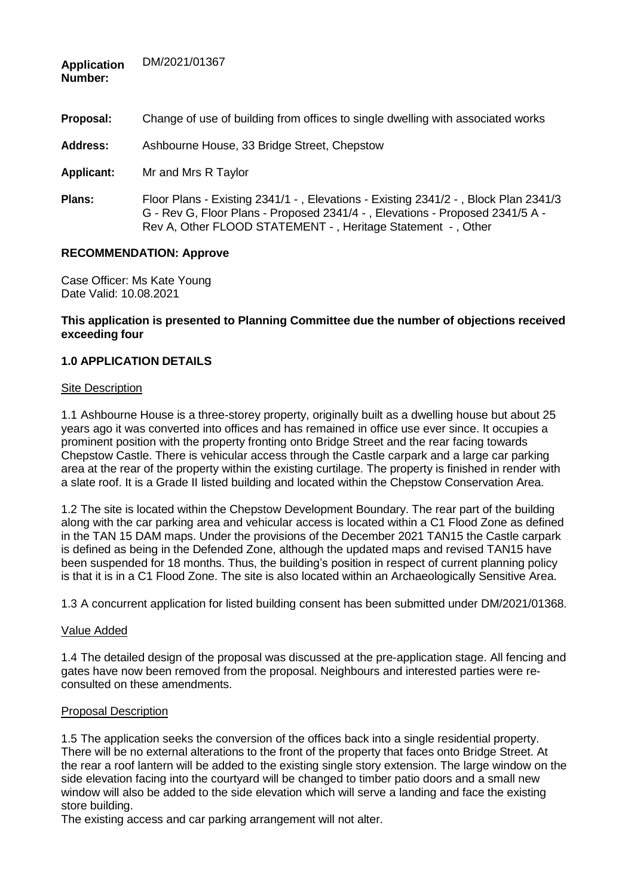**Application Number:** DM/2021/01367

**Proposal:** Change of use of building from offices to single dwelling with associated works

**Address:** Ashbourne House, 33 Bridge Street, Chepstow

**Applicant:** Mr and Mrs R Taylor

**Plans:** Floor Plans - Existing 2341/1 - , Elevations - Existing 2341/2 - , Block Plan 2341/3 G - Rev G, Floor Plans - Proposed 2341/4 - , Elevations - Proposed 2341/5 A - Rev A, Other FLOOD STATEMENT - , Heritage Statement - , Other

**RECOMMENDATION: Approve**

Case Officer: Ms Kate Young
Date Valid: 10.08.2021

**This application is presented to Planning Committee due the number of objections received exceeding four**

## 1.0 APPLICATION DETAILS

### Site Description

1.1 Ashbourne House is a three-storey property, originally built as a dwelling house but about 25 years ago it was converted into offices and has remained in office use ever since. It occupies a prominent position with the property fronting onto Bridge Street and the rear facing towards Chepstow Castle. There is vehicular access through the Castle carpark and a large car parking area at the rear of the property within the existing curtilage. The property is finished in render with a slate roof. It is a Grade II listed building and located within the Chepstow Conservation Area.

1.2 The site is located within the Chepstow Development Boundary. The rear part of the building along with the car parking area and vehicular access is located within a C1 Flood Zone as defined in the TAN 15 DAM maps. Under the provisions of the December 2021 TAN15 the Castle carpark is defined as being in the Defended Zone, although the updated maps and revised TAN15 have been suspended for 18 months. Thus, the building's position in respect of current planning policy is that it is in a C1 Flood Zone. The site is also located within an Archaeologically Sensitive Area.

1.3 A concurrent application for listed building consent has been submitted under DM/2021/01368.

### Value Added

1.4 The detailed design of the proposal was discussed at the pre-application stage. All fencing and gates have now been removed from the proposal. Neighbours and interested parties were re-consulted on these amendments.

### Proposal Description

1.5 The application seeks the conversion of the offices back into a single residential property. There will be no external alterations to the front of the property that faces onto Bridge Street. At the rear a roof lantern will be added to the existing single story extension. The large window on the side elevation facing into the courtyard will be changed to timber patio doors and a small new window will also be added to the side elevation which will serve a landing and face the existing store building.
The existing access and car parking arrangement will not alter.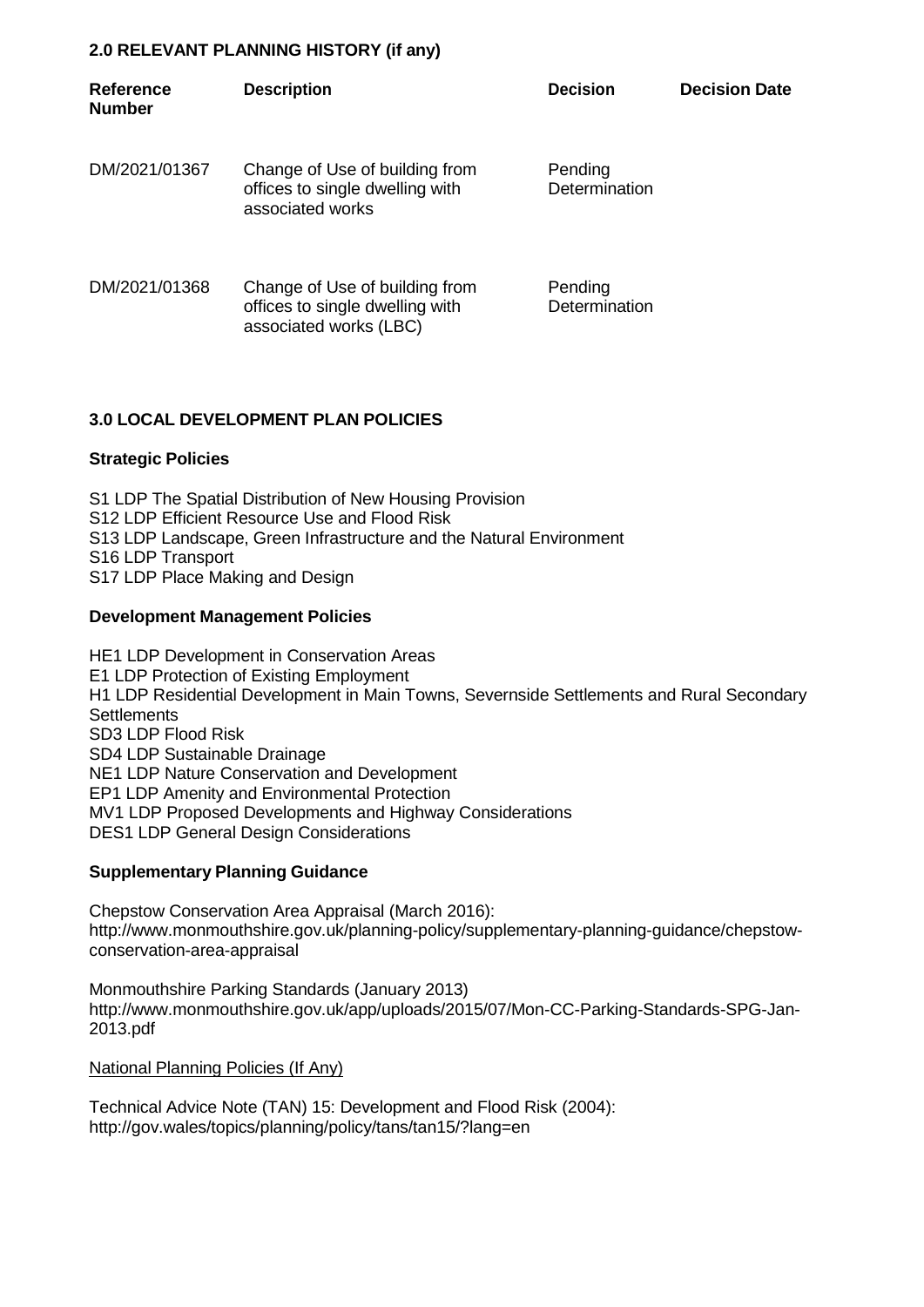## 2.0 RELEVANT PLANNING HISTORY (if any)

| Reference Number | Description | Decision | Decision Date |
|---|---|---|---|
| DM/2021/01367 | Change of Use of building from offices to single dwelling with associated works | Pending Determination | |
| DM/2021/01368 | Change of Use of building from offices to single dwelling with associated works (LBC) | Pending Determination | |

## 3.0 LOCAL DEVELOPMENT PLAN POLICIES

### Strategic Policies

S1 LDP The Spatial Distribution of New Housing Provision
S12 LDP Efficient Resource Use and Flood Risk
S13 LDP Landscape, Green Infrastructure and the Natural Environment
S16 LDP Transport
S17 LDP Place Making and Design

### Development Management Policies

HE1 LDP Development in Conservation Areas
E1 LDP Protection of Existing Employment
H1 LDP Residential Development in Main Towns, Severnside Settlements and Rural Secondary Settlements
SD3 LDP Flood Risk
SD4 LDP Sustainable Drainage
NE1 LDP Nature Conservation and Development
EP1 LDP Amenity and Environmental Protection
MV1 LDP Proposed Developments and Highway Considerations
DES1 LDP General Design Considerations

### Supplementary Planning Guidance

Chepstow Conservation Area Appraisal (March 2016):
http://www.monmouthshire.gov.uk/planning-policy/supplementary-planning-guidance/chepstow-conservation-area-appraisal

Monmouthshire Parking Standards (January 2013)
http://www.monmouthshire.gov.uk/app/uploads/2015/07/Mon-CC-Parking-Standards-SPG-Jan-2013.pdf

National Planning Policies (If Any)

Technical Advice Note (TAN) 15: Development and Flood Risk (2004):
http://gov.wales/topics/planning/policy/tans/tan15/?lang=en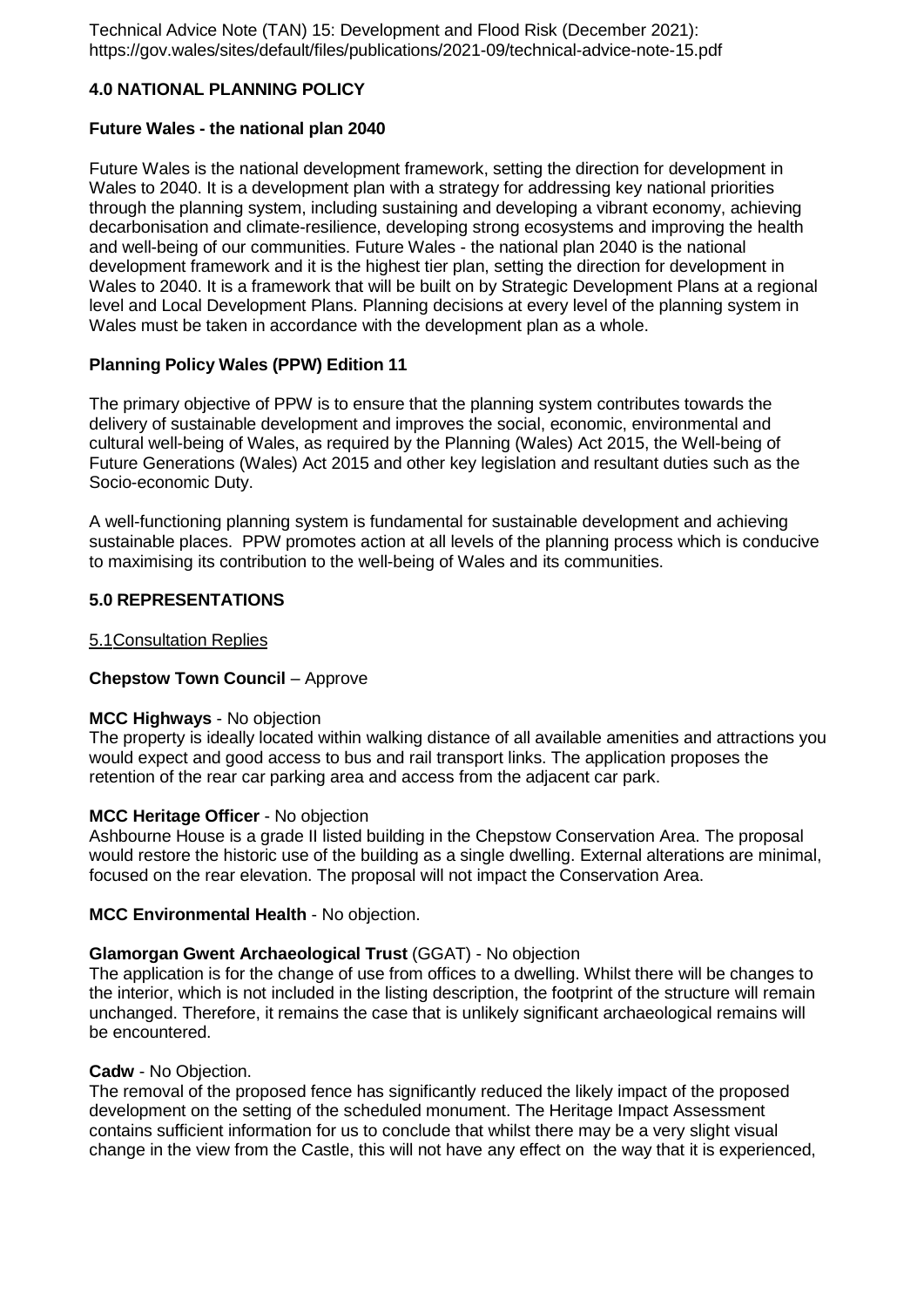Technical Advice Note (TAN) 15: Development and Flood Risk (December 2021): https://gov.wales/sites/default/files/publications/2021-09/technical-advice-note-15.pdf

## 4.0 NATIONAL PLANNING POLICY

### Future Wales - the national plan 2040

Future Wales is the national development framework, setting the direction for development in Wales to 2040. It is a development plan with a strategy for addressing key national priorities through the planning system, including sustaining and developing a vibrant economy, achieving decarbonisation and climate-resilience, developing strong ecosystems and improving the health and well-being of our communities. Future Wales - the national plan 2040 is the national development framework and it is the highest tier plan, setting the direction for development in Wales to 2040. It is a framework that will be built on by Strategic Development Plans at a regional level and Local Development Plans. Planning decisions at every level of the planning system in Wales must be taken in accordance with the development plan as a whole.

### Planning Policy Wales (PPW) Edition 11

The primary objective of PPW is to ensure that the planning system contributes towards the delivery of sustainable development and improves the social, economic, environmental and cultural well-being of Wales, as required by the Planning (Wales) Act 2015, the Well-being of Future Generations (Wales) Act 2015 and other key legislation and resultant duties such as the Socio-economic Duty.

A well-functioning planning system is fundamental for sustainable development and achieving sustainable places. PPW promotes action at all levels of the planning process which is conducive to maximising its contribution to the well-being of Wales and its communities.

## 5.0 REPRESENTATIONS

5.1Consultation Replies

**Chepstow Town Council** – Approve

**MCC Highways** - No objection
The property is ideally located within walking distance of all available amenities and attractions you would expect and good access to bus and rail transport links. The application proposes the retention of the rear car parking area and access from the adjacent car park.

**MCC Heritage Officer** - No objection
Ashbourne House is a grade II listed building in the Chepstow Conservation Area. The proposal would restore the historic use of the building as a single dwelling. External alterations are minimal, focused on the rear elevation. The proposal will not impact the Conservation Area.

**MCC Environmental Health** - No objection.

**Glamorgan Gwent Archaeological Trust** (GGAT) - No objection
The application is for the change of use from offices to a dwelling. Whilst there will be changes to the interior, which is not included in the listing description, the footprint of the structure will remain unchanged. Therefore, it remains the case that is unlikely significant archaeological remains will be encountered.

**Cadw** - No Objection.
The removal of the proposed fence has significantly reduced the likely impact of the proposed development on the setting of the scheduled monument. The Heritage Impact Assessment contains sufficient information for us to conclude that whilst there may be a very slight visual change in the view from the Castle, this will not have any effect on the way that it is experienced,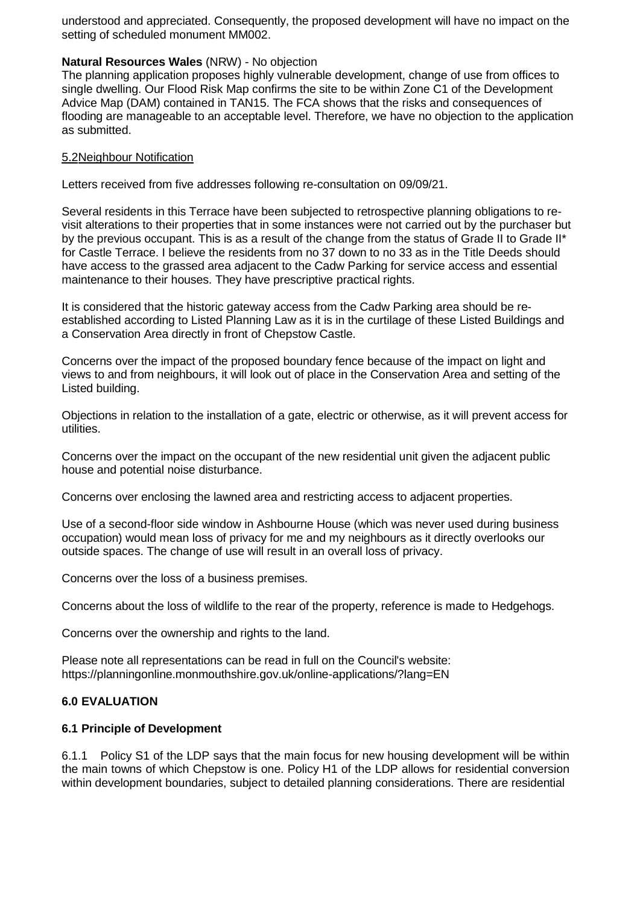understood and appreciated. Consequently, the proposed development will have no impact on the setting of scheduled monument MM002.

**Natural Resources Wales** (NRW) - No objection
The planning application proposes highly vulnerable development, change of use from offices to single dwelling. Our Flood Risk Map confirms the site to be within Zone C1 of the Development Advice Map (DAM) contained in TAN15. The FCA shows that the risks and consequences of flooding are manageable to an acceptable level. Therefore, we have no objection to the application as submitted.

5.2Neighbour Notification

Letters received from five addresses following re-consultation on 09/09/21.

Several residents in this Terrace have been subjected to retrospective planning obligations to re-visit alterations to their properties that in some instances were not carried out by the purchaser but by the previous occupant. This is as a result of the change from the status of Grade II to Grade II* for Castle Terrace. I believe the residents from no 37 down to no 33 as in the Title Deeds should have access to the grassed area adjacent to the Cadw Parking for service access and essential maintenance to their houses. They have prescriptive practical rights.

It is considered that the historic gateway access from the Cadw Parking area should be re-established according to Listed Planning Law as it is in the curtilage of these Listed Buildings and a Conservation Area directly in front of Chepstow Castle.

Concerns over the impact of the proposed boundary fence because of the impact on light and views to and from neighbours, it will look out of place in the Conservation Area and setting of the Listed building.

Objections in relation to the installation of a gate, electric or otherwise, as it will prevent access for utilities.

Concerns over the impact on the occupant of the new residential unit given the adjacent public house and potential noise disturbance.

Concerns over enclosing the lawned area and restricting access to adjacent properties.

Use of a second-floor side window in Ashbourne House (which was never used during business occupation) would mean loss of privacy for me and my neighbours as it directly overlooks our outside spaces. The change of use will result in an overall loss of privacy.

Concerns over the loss of a business premises.

Concerns about the loss of wildlife to the rear of the property, reference is made to Hedgehogs.

Concerns over the ownership and rights to the land.

Please note all representations can be read in full on the Council's website: https://planningonline.monmouthshire.gov.uk/online-applications/?lang=EN

## 6.0 EVALUATION

### 6.1 Principle of Development

6.1.1 Policy S1 of the LDP says that the main focus for new housing development will be within the main towns of which Chepstow is one. Policy H1 of the LDP allows for residential conversion within development boundaries, subject to detailed planning considerations. There are residential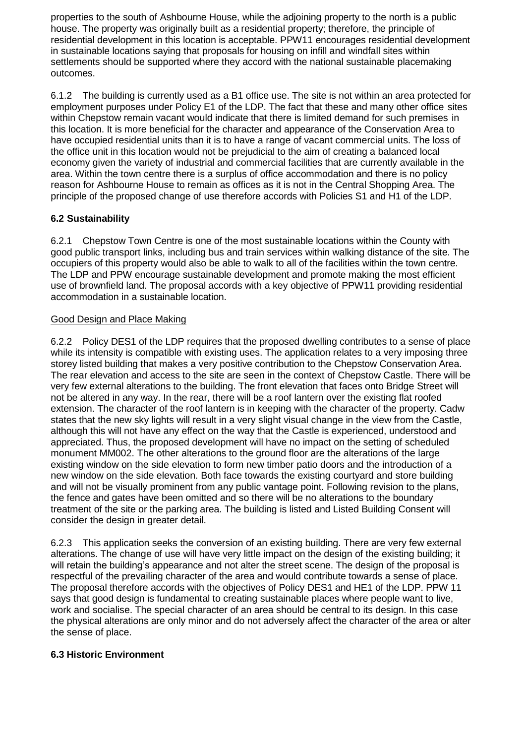properties to the south of Ashbourne House, while the adjoining property to the north is a public house. The property was originally built as a residential property; therefore, the principle of residential development in this location is acceptable. PPW11 encourages residential development in sustainable locations saying that proposals for housing on infill and windfall sites within settlements should be supported where they accord with the national sustainable placemaking outcomes.

6.1.2 The building is currently used as a B1 office use. The site is not within an area protected for employment purposes under Policy E1 of the LDP. The fact that these and many other office sites within Chepstow remain vacant would indicate that there is limited demand for such premises in this location. It is more beneficial for the character and appearance of the Conservation Area to have occupied residential units than it is to have a range of vacant commercial units. The loss of the office unit in this location would not be prejudicial to the aim of creating a balanced local economy given the variety of industrial and commercial facilities that are currently available in the area. Within the town centre there is a surplus of office accommodation and there is no policy reason for Ashbourne House to remain as offices as it is not in the Central Shopping Area. The principle of the proposed change of use therefore accords with Policies S1 and H1 of the LDP.

### 6.2 Sustainability

6.2.1 Chepstow Town Centre is one of the most sustainable locations within the County with good public transport links, including bus and train services within walking distance of the site. The occupiers of this property would also be able to walk to all of the facilities within the town centre. The LDP and PPW encourage sustainable development and promote making the most efficient use of brownfield land. The proposal accords with a key objective of PPW11 providing residential accommodation in a sustainable location.

Good Design and Place Making

6.2.2 Policy DES1 of the LDP requires that the proposed dwelling contributes to a sense of place while its intensity is compatible with existing uses. The application relates to a very imposing three storey listed building that makes a very positive contribution to the Chepstow Conservation Area. The rear elevation and access to the site are seen in the context of Chepstow Castle. There will be very few external alterations to the building. The front elevation that faces onto Bridge Street will not be altered in any way. In the rear, there will be a roof lantern over the existing flat roofed extension. The character of the roof lantern is in keeping with the character of the property. Cadw states that the new sky lights will result in a very slight visual change in the view from the Castle, although this will not have any effect on the way that the Castle is experienced, understood and appreciated. Thus, the proposed development will have no impact on the setting of scheduled monument MM002. The other alterations to the ground floor are the alterations of the large existing window on the side elevation to form new timber patio doors and the introduction of a new window on the side elevation. Both face towards the existing courtyard and store building and will not be visually prominent from any public vantage point. Following revision to the plans, the fence and gates have been omitted and so there will be no alterations to the boundary treatment of the site or the parking area. The building is listed and Listed Building Consent will consider the design in greater detail.

6.2.3 This application seeks the conversion of an existing building. There are very few external alterations. The change of use will have very little impact on the design of the existing building; it will retain the building's appearance and not alter the street scene. The design of the proposal is respectful of the prevailing character of the area and would contribute towards a sense of place. The proposal therefore accords with the objectives of Policy DES1 and HE1 of the LDP. PPW 11 says that good design is fundamental to creating sustainable places where people want to live, work and socialise. The special character of an area should be central to its design. In this case the physical alterations are only minor and do not adversely affect the character of the area or alter the sense of place.

### 6.3 Historic Environment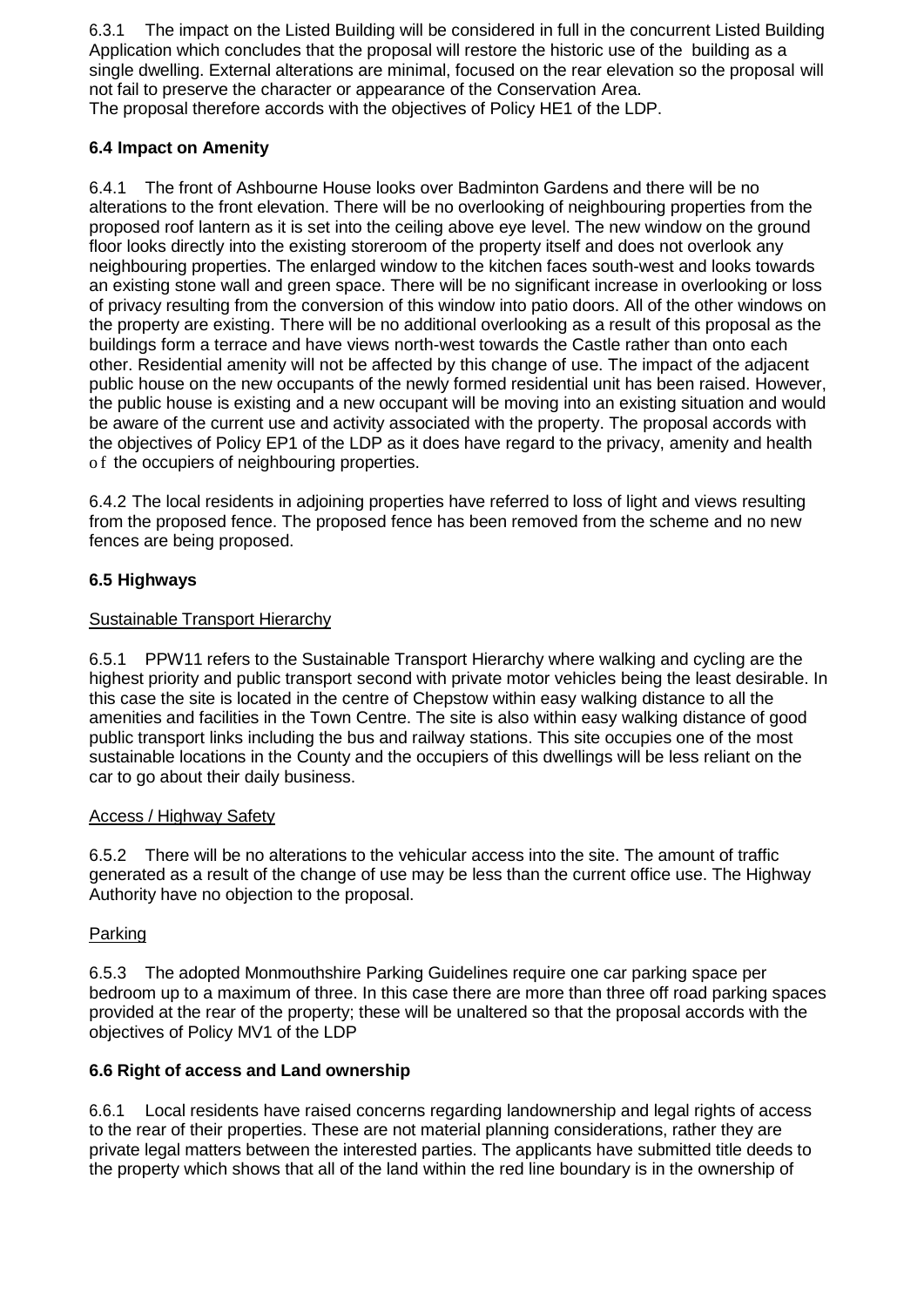6.3.1 The impact on the Listed Building will be considered in full in the concurrent Listed Building Application which concludes that the proposal will restore the historic use of the building as a single dwelling. External alterations are minimal, focused on the rear elevation so the proposal will not fail to preserve the character or appearance of the Conservation Area.
The proposal therefore accords with the objectives of Policy HE1 of the LDP.

### 6.4 Impact on Amenity

6.4.1 The front of Ashbourne House looks over Badminton Gardens and there will be no alterations to the front elevation. There will be no overlooking of neighbouring properties from the proposed roof lantern as it is set into the ceiling above eye level. The new window on the ground floor looks directly into the existing storeroom of the property itself and does not overlook any neighbouring properties. The enlarged window to the kitchen faces south-west and looks towards an existing stone wall and green space. There will be no significant increase in overlooking or loss of privacy resulting from the conversion of this window into patio doors. All of the other windows on the property are existing. There will be no additional overlooking as a result of this proposal as the buildings form a terrace and have views north-west towards the Castle rather than onto each other. Residential amenity will not be affected by this change of use. The impact of the adjacent public house on the new occupants of the newly formed residential unit has been raised. However, the public house is existing and a new occupant will be moving into an existing situation and would be aware of the current use and activity associated with the property. The proposal accords with the objectives of Policy EP1 of the LDP as it does have regard to the privacy, amenity and health of the occupiers of neighbouring properties.

6.4.2 The local residents in adjoining properties have referred to loss of light and views resulting from the proposed fence. The proposed fence has been removed from the scheme and no new fences are being proposed.

### 6.5 Highways

<u>Sustainable Transport Hierarchy</u>

6.5.1 PPW11 refers to the Sustainable Transport Hierarchy where walking and cycling are the highest priority and public transport second with private motor vehicles being the least desirable. In this case the site is located in the centre of Chepstow within easy walking distance to all the amenities and facilities in the Town Centre. The site is also within easy walking distance of good public transport links including the bus and railway stations. This site occupies one of the most sustainable locations in the County and the occupiers of this dwellings will be less reliant on the car to go about their daily business.

<u>Access / Highway Safety</u>

6.5.2 There will be no alterations to the vehicular access into the site. The amount of traffic generated as a result of the change of use may be less than the current office use. The Highway Authority have no objection to the proposal.

<u>Parking</u>

6.5.3 The adopted Monmouthshire Parking Guidelines require one car parking space per bedroom up to a maximum of three. In this case there are more than three off road parking spaces provided at the rear of the property; these will be unaltered so that the proposal accords with the objectives of Policy MV1 of the LDP

### 6.6 Right of access and Land ownership

6.6.1 Local residents have raised concerns regarding landownership and legal rights of access to the rear of their properties. These are not material planning considerations, rather they are private legal matters between the interested parties. The applicants have submitted title deeds to the property which shows that all of the land within the red line boundary is in the ownership of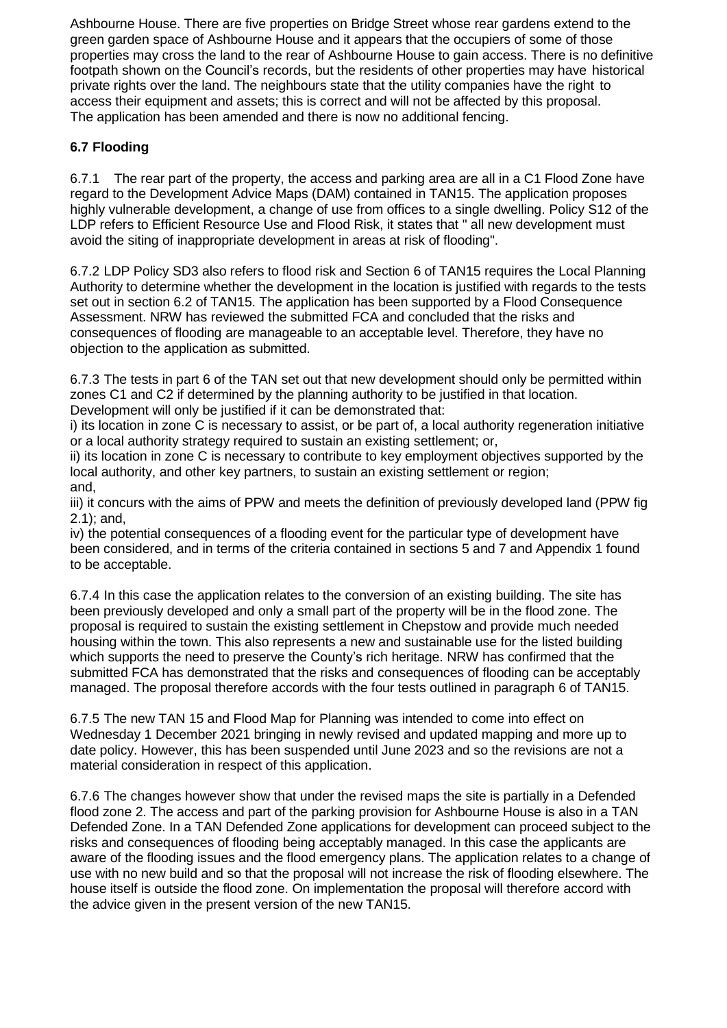Ashbourne House. There are five properties on Bridge Street whose rear gardens extend to the green garden space of Ashbourne House and it appears that the occupiers of some of those properties may cross the land to the rear of Ashbourne House to gain access. There is no definitive footpath shown on the Council's records, but the residents of other properties may have historical private rights over the land. The neighbours state that the utility companies have the right to access their equipment and assets; this is correct and will not be affected by this proposal. The application has been amended and there is now no additional fencing.

**6.7 Flooding**

6.7.1 The rear part of the property, the access and parking area are all in a C1 Flood Zone have regard to the Development Advice Maps (DAM) contained in TAN15. The application proposes highly vulnerable development, a change of use from offices to a single dwelling. Policy S12 of the LDP refers to Efficient Resource Use and Flood Risk, it states that " all new development must avoid the siting of inappropriate development in areas at risk of flooding".

6.7.2 LDP Policy SD3 also refers to flood risk and Section 6 of TAN15 requires the Local Planning Authority to determine whether the development in the location is justified with regards to the tests set out in section 6.2 of TAN15. The application has been supported by a Flood Consequence Assessment. NRW has reviewed the submitted FCA and concluded that the risks and consequences of flooding are manageable to an acceptable level. Therefore, they have no objection to the application as submitted.

6.7.3 The tests in part 6 of the TAN set out that new development should only be permitted within zones C1 and C2 if determined by the planning authority to be justified in that location. Development will only be justified if it can be demonstrated that:

i) its location in zone C is necessary to assist, or be part of, a local authority regeneration initiative or a local authority strategy required to sustain an existing settlement; or,

ii) its location in zone C is necessary to contribute to key employment objectives supported by the local authority, and other key partners, to sustain an existing settlement or region;
and,

iii) it concurs with the aims of PPW and meets the definition of previously developed land (PPW fig 2.1); and,

iv) the potential consequences of a flooding event for the particular type of development have been considered, and in terms of the criteria contained in sections 5 and 7 and Appendix 1 found to be acceptable.

6.7.4 In this case the application relates to the conversion of an existing building. The site has been previously developed and only a small part of the property will be in the flood zone. The proposal is required to sustain the existing settlement in Chepstow and provide much needed housing within the town. This also represents a new and sustainable use for the listed building which supports the need to preserve the County's rich heritage. NRW has confirmed that the submitted FCA has demonstrated that the risks and consequences of flooding can be acceptably managed. The proposal therefore accords with the four tests outlined in paragraph 6 of TAN15.

6.7.5 The new TAN 15 and Flood Map for Planning was intended to come into effect on Wednesday 1 December 2021 bringing in newly revised and updated mapping and more up to date policy. However, this has been suspended until June 2023 and so the revisions are not a material consideration in respect of this application.

6.7.6 The changes however show that under the revised maps the site is partially in a Defended flood zone 2. The access and part of the parking provision for Ashbourne House is also in a TAN Defended Zone. In a TAN Defended Zone applications for development can proceed subject to the risks and consequences of flooding being acceptably managed. In this case the applicants are aware of the flooding issues and the flood emergency plans. The application relates to a change of use with no new build and so that the proposal will not increase the risk of flooding elsewhere. The house itself is outside the flood zone. On implementation the proposal will therefore accord with the advice given in the present version of the new TAN15.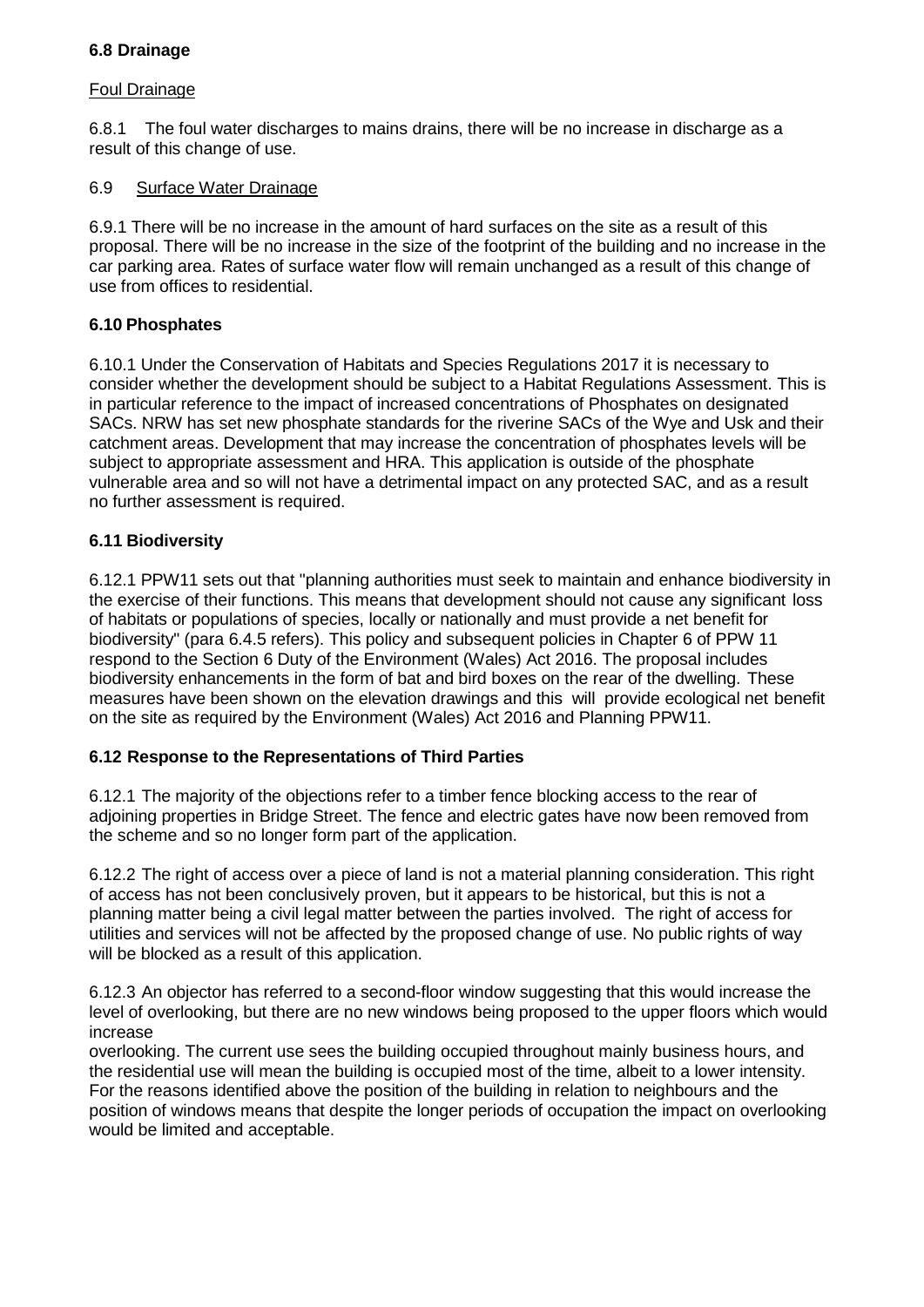### 6.8 Drainage

Foul Drainage

6.8.1 The foul water discharges to mains drains, there will be no increase in discharge as a result of this change of use.

### 6.9 Surface Water Drainage

6.9.1 There will be no increase in the amount of hard surfaces on the site as a result of this proposal. There will be no increase in the size of the footprint of the building and no increase in the car parking area. Rates of surface water flow will remain unchanged as a result of this change of use from offices to residential.

### 6.10 Phosphates

6.10.1 Under the Conservation of Habitats and Species Regulations 2017 it is necessary to consider whether the development should be subject to a Habitat Regulations Assessment. This is in particular reference to the impact of increased concentrations of Phosphates on designated SACs. NRW has set new phosphate standards for the riverine SACs of the Wye and Usk and their catchment areas. Development that may increase the concentration of phosphates levels will be subject to appropriate assessment and HRA. This application is outside of the phosphate vulnerable area and so will not have a detrimental impact on any protected SAC, and as a result no further assessment is required.

### 6.11 Biodiversity

6.12.1 PPW11 sets out that "planning authorities must seek to maintain and enhance biodiversity in the exercise of their functions. This means that development should not cause any significant loss of habitats or populations of species, locally or nationally and must provide a net benefit for biodiversity" (para 6.4.5 refers). This policy and subsequent policies in Chapter 6 of PPW 11 respond to the Section 6 Duty of the Environment (Wales) Act 2016. The proposal includes biodiversity enhancements in the form of bat and bird boxes on the rear of the dwelling. These measures have been shown on the elevation drawings and this will provide ecological net benefit on the site as required by the Environment (Wales) Act 2016 and Planning PPW11.

### 6.12 Response to the Representations of Third Parties

6.12.1 The majority of the objections refer to a timber fence blocking access to the rear of adjoining properties in Bridge Street. The fence and electric gates have now been removed from the scheme and so no longer form part of the application.

6.12.2 The right of access over a piece of land is not a material planning consideration. This right of access has not been conclusively proven, but it appears to be historical, but this is not a planning matter being a civil legal matter between the parties involved. The right of access for utilities and services will not be affected by the proposed change of use. No public rights of way will be blocked as a result of this application.

6.12.3 An objector has referred to a second-floor window suggesting that this would increase the level of overlooking, but there are no new windows being proposed to the upper floors which would increase overlooking. The current use sees the building occupied throughout mainly business hours, and the residential use will mean the building is occupied most of the time, albeit to a lower intensity. For the reasons identified above the position of the building in relation to neighbours and the position of windows means that despite the longer periods of occupation the impact on overlooking would be limited and acceptable.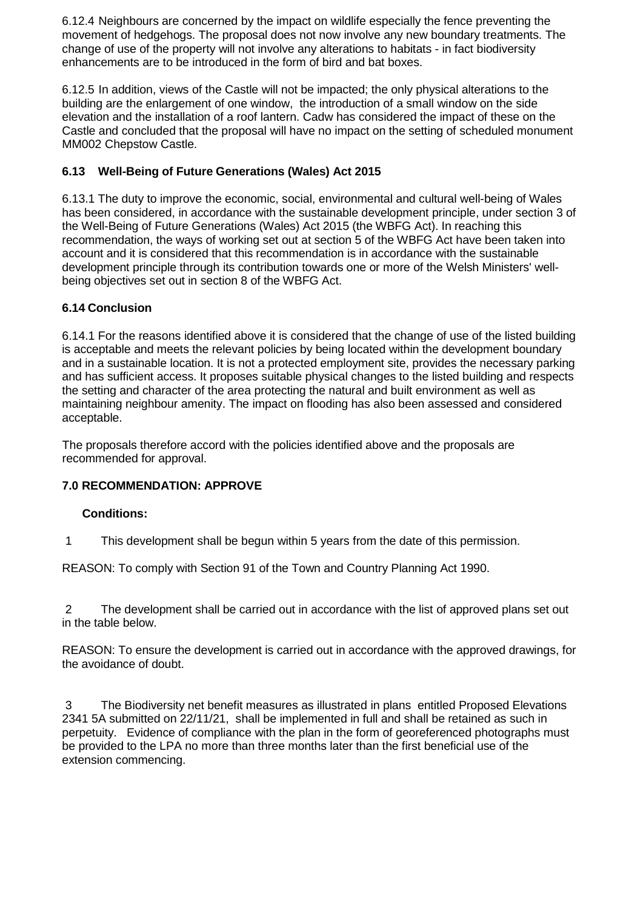6.12.4 Neighbours are concerned by the impact on wildlife especially the fence preventing the movement of hedgehogs. The proposal does not now involve any new boundary treatments. The change of use of the property will not involve any alterations to habitats - in fact biodiversity enhancements are to be introduced in the form of bird and bat boxes.

6.12.5 In addition, views of the Castle will not be impacted; the only physical alterations to the building are the enlargement of one window, the introduction of a small window on the side elevation and the installation of a roof lantern. Cadw has considered the impact of these on the Castle and concluded that the proposal will have no impact on the setting of scheduled monument MM002 Chepstow Castle.

### 6.13 Well-Being of Future Generations (Wales) Act 2015

6.13.1 The duty to improve the economic, social, environmental and cultural well-being of Wales has been considered, in accordance with the sustainable development principle, under section 3 of the Well-Being of Future Generations (Wales) Act 2015 (the WBFG Act). In reaching this recommendation, the ways of working set out at section 5 of the WBFG Act have been taken into account and it is considered that this recommendation is in accordance with the sustainable development principle through its contribution towards one or more of the Welsh Ministers' well-being objectives set out in section 8 of the WBFG Act.

### 6.14 Conclusion

6.14.1 For the reasons identified above it is considered that the change of use of the listed building is acceptable and meets the relevant policies by being located within the development boundary and in a sustainable location. It is not a protected employment site, provides the necessary parking and has sufficient access. It proposes suitable physical changes to the listed building and respects the setting and character of the area protecting the natural and built environment as well as maintaining neighbour amenity. The impact on flooding has also been assessed and considered acceptable.

The proposals therefore accord with the policies identified above and the proposals are recommended for approval.

## 7.0 RECOMMENDATION: APPROVE

**Conditions:**

1 This development shall be begun within 5 years from the date of this permission.

REASON: To comply with Section 91 of the Town and Country Planning Act 1990.

2 The development shall be carried out in accordance with the list of approved plans set out in the table below.

REASON: To ensure the development is carried out in accordance with the approved drawings, for the avoidance of doubt.

3 The Biodiversity net benefit measures as illustrated in plans entitled Proposed Elevations 2341 5A submitted on 22/11/21, shall be implemented in full and shall be retained as such in perpetuity. Evidence of compliance with the plan in the form of georeferenced photographs must be provided to the LPA no more than three months later than the first beneficial use of the extension commencing.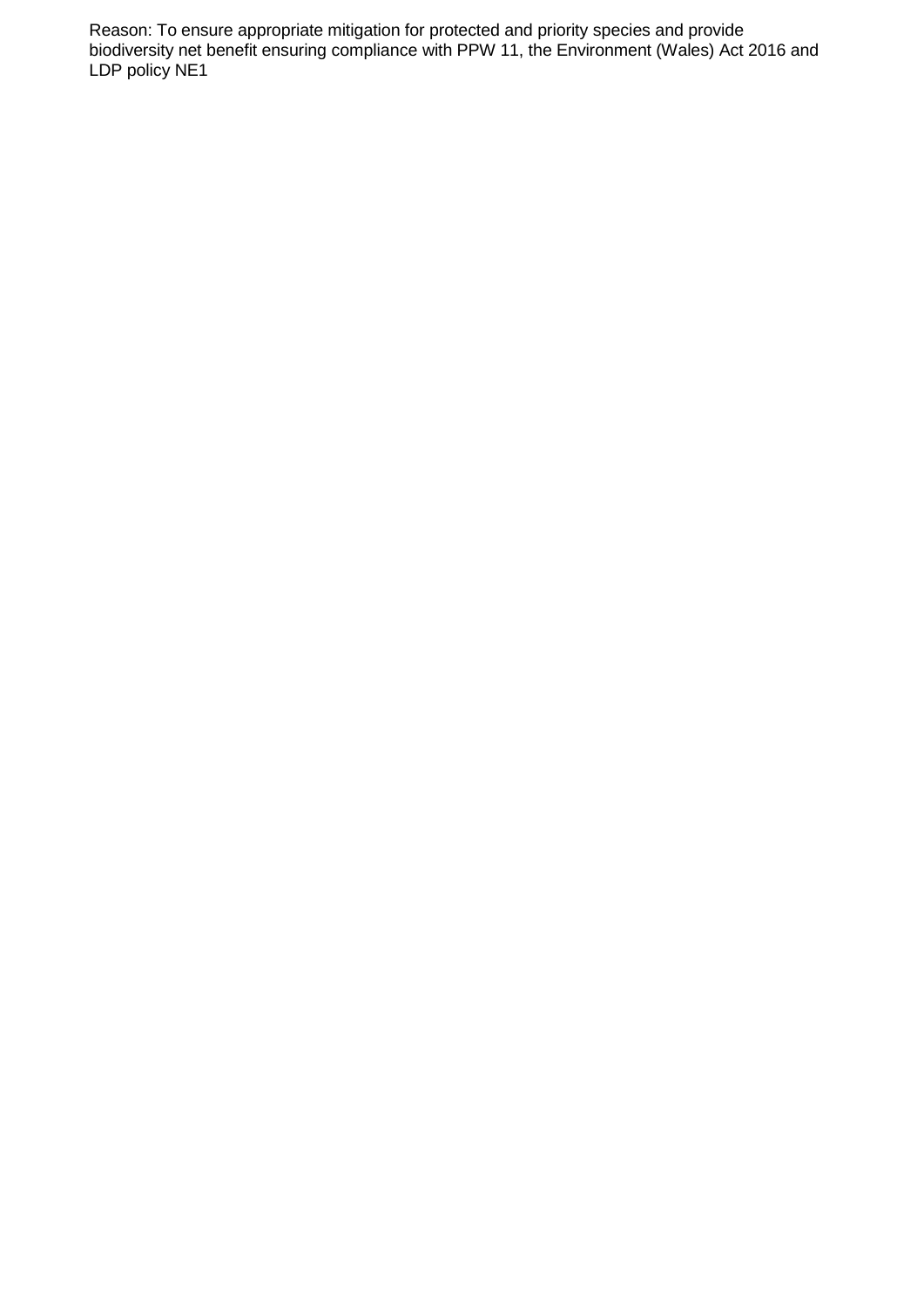Reason: To ensure appropriate mitigation for protected and priority species and provide biodiversity net benefit ensuring compliance with PPW 11, the Environment (Wales) Act 2016 and LDP policy NE1